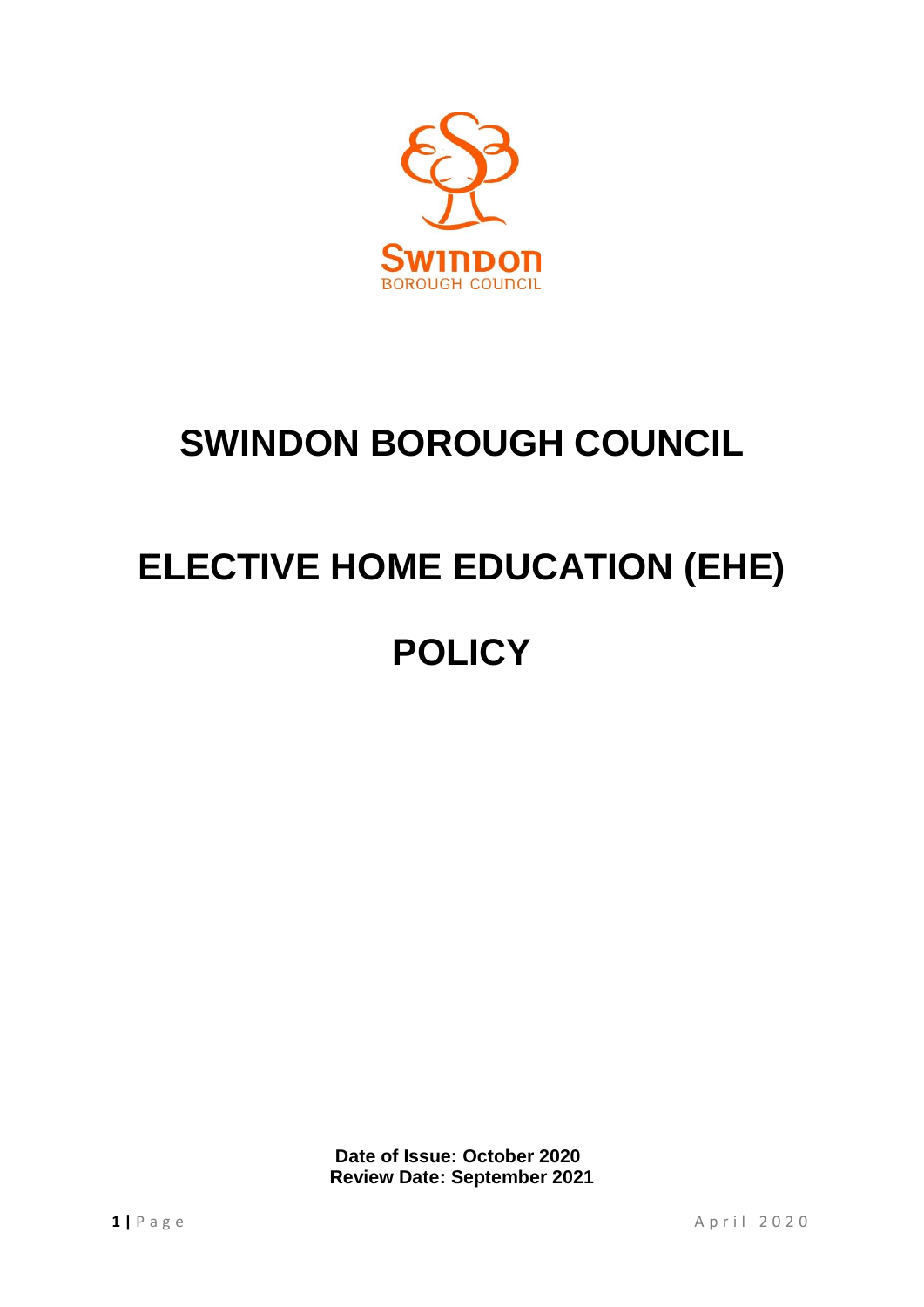# SWINDON BOROUGH COUNCIL

# ELECTIVE HOME EDUCATION (EHE)

# POLICY

**Date of Issue: October 2020**
**Review Date: September 2021**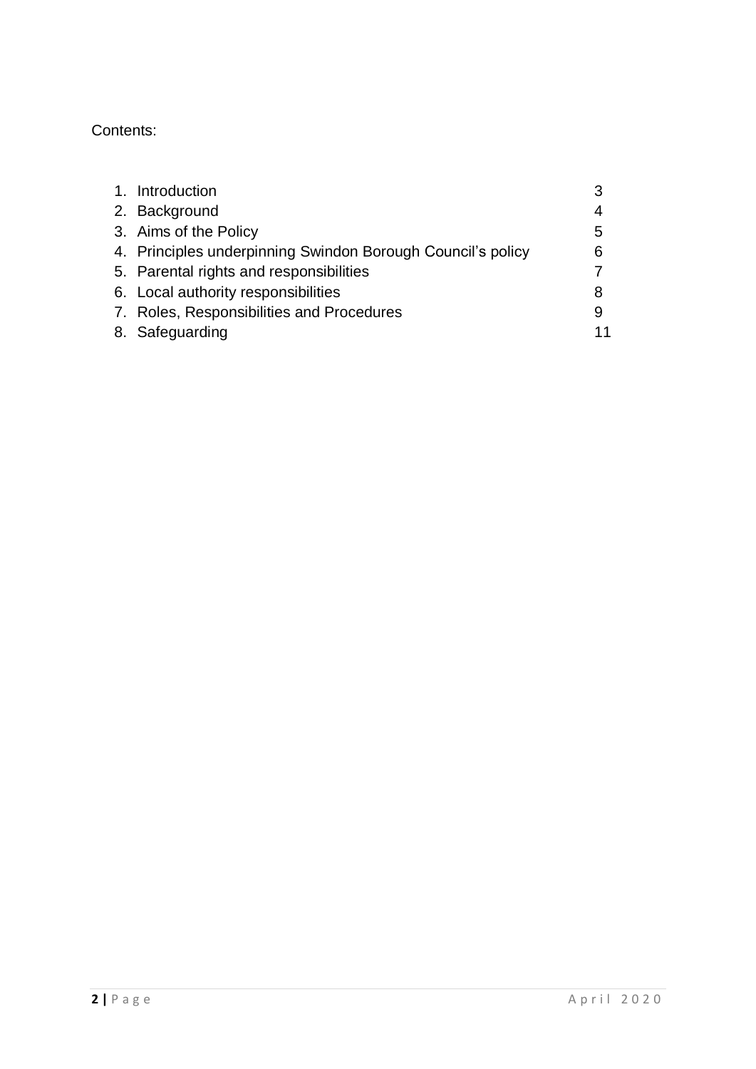Contents:

| | | |
|---|---|---|
| 1. | Introduction | 3 |
| 2. | Background | 4 |
| 3. | Aims of the Policy | 5 |
| 4. | Principles underpinning Swindon Borough Council's policy | 6 |
| 5. | Parental rights and responsibilities | 7 |
| 6. | Local authority responsibilities | 8 |
| 7. | Roles, Responsibilities and Procedures | 9 |
| 8. | Safeguarding | 11 |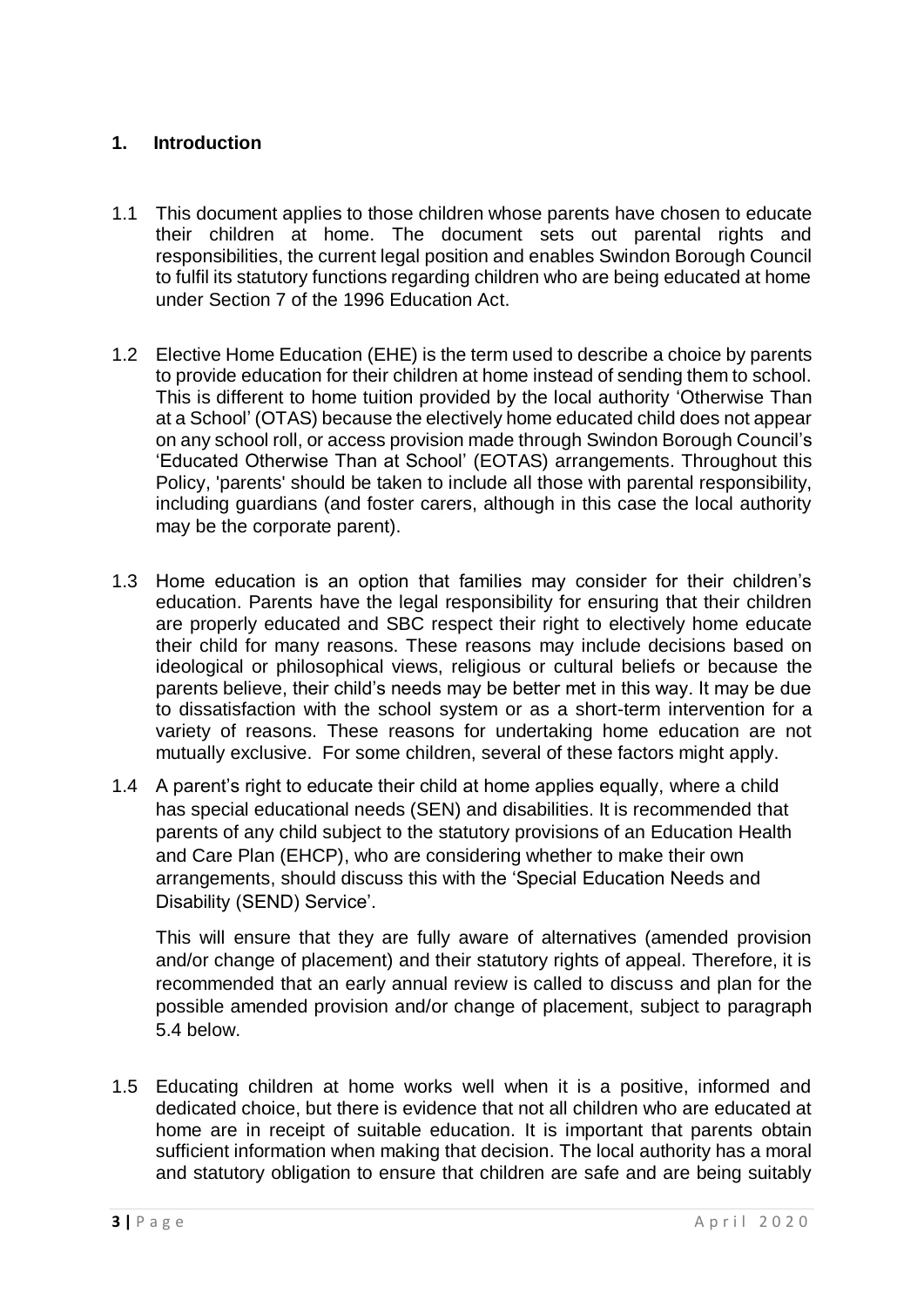## 1. Introduction

1.1 This document applies to those children whose parents have chosen to educate their children at home. The document sets out parental rights and responsibilities, the current legal position and enables Swindon Borough Council to fulfil its statutory functions regarding children who are being educated at home under Section 7 of the 1996 Education Act.

1.2 Elective Home Education (EHE) is the term used to describe a choice by parents to provide education for their children at home instead of sending them to school. This is different to home tuition provided by the local authority 'Otherwise Than at a School' (OTAS) because the electively home educated child does not appear on any school roll, or access provision made through Swindon Borough Council's 'Educated Otherwise Than at School' (EOTAS) arrangements. Throughout this Policy, 'parents' should be taken to include all those with parental responsibility, including guardians (and foster carers, although in this case the local authority may be the corporate parent).

1.3 Home education is an option that families may consider for their children's education. Parents have the legal responsibility for ensuring that their children are properly educated and SBC respect their right to electively home educate their child for many reasons. These reasons may include decisions based on ideological or philosophical views, religious or cultural beliefs or because the parents believe, their child's needs may be better met in this way. It may be due to dissatisfaction with the school system or as a short-term intervention for a variety of reasons. These reasons for undertaking home education are not mutually exclusive. For some children, several of these factors might apply.

1.4 A parent's right to educate their child at home applies equally, where a child has special educational needs (SEN) and disabilities. It is recommended that parents of any child subject to the statutory provisions of an Education Health and Care Plan (EHCP), who are considering whether to make their own arrangements, should discuss this with the 'Special Education Needs and Disability (SEND) Service'.

This will ensure that they are fully aware of alternatives (amended provision and/or change of placement) and their statutory rights of appeal. Therefore, it is recommended that an early annual review is called to discuss and plan for the possible amended provision and/or change of placement, subject to paragraph 5.4 below.

1.5 Educating children at home works well when it is a positive, informed and dedicated choice, but there is evidence that not all children who are educated at home are in receipt of suitable education. It is important that parents obtain sufficient information when making that decision. The local authority has a moral and statutory obligation to ensure that children are safe and are being suitably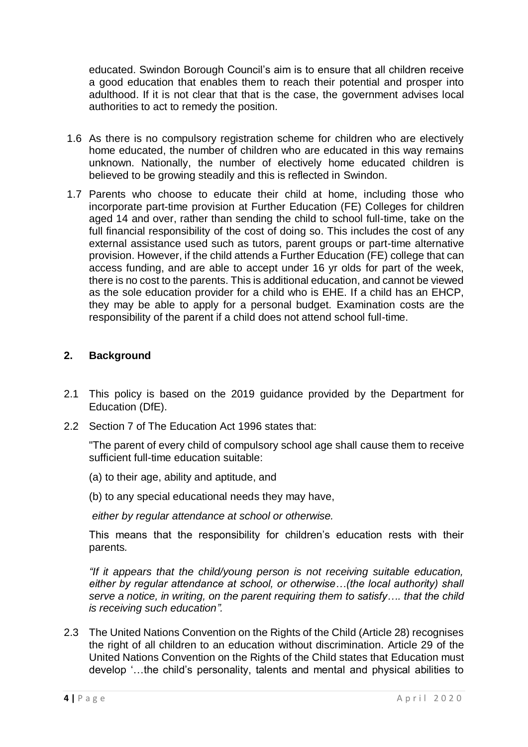educated. Swindon Borough Council's aim is to ensure that all children receive a good education that enables them to reach their potential and prosper into adulthood. If it is not clear that that is the case, the government advises local authorities to act to remedy the position.

1.6 As there is no compulsory registration scheme for children who are electively home educated, the number of children who are educated in this way remains unknown. Nationally, the number of electively home educated children is believed to be growing steadily and this is reflected in Swindon.

1.7 Parents who choose to educate their child at home, including those who incorporate part-time provision at Further Education (FE) Colleges for children aged 14 and over, rather than sending the child to school full-time, take on the full financial responsibility of the cost of doing so. This includes the cost of any external assistance used such as tutors, parent groups or part-time alternative provision. However, if the child attends a Further Education (FE) college that can access funding, and are able to accept under 16 yr olds for part of the week, there is no cost to the parents. This is additional education, and cannot be viewed as the sole education provider for a child who is EHE. If a child has an EHCP, they may be able to apply for a personal budget. Examination costs are the responsibility of the parent if a child does not attend school full-time.

## 2. Background

2.1 This policy is based on the 2019 guidance provided by the Department for Education (DfE).

2.2 Section 7 of The Education Act 1996 states that:

"The parent of every child of compulsory school age shall cause them to receive sufficient full-time education suitable:

(a) to their age, ability and aptitude, and

(b) to any special educational needs they may have,

*either by regular attendance at school or otherwise.*

This means that the responsibility for children's education rests with their parents.

*"If it appears that the child/young person is not receiving suitable education, either by regular attendance at school, or otherwise…(the local authority) shall serve a notice, in writing, on the parent requiring them to satisfy…. that the child is receiving such education".*

2.3 The United Nations Convention on the Rights of the Child (Article 28) recognises the right of all children to an education without discrimination. Article 29 of the United Nations Convention on the Rights of the Child states that Education must develop '…the child's personality, talents and mental and physical abilities to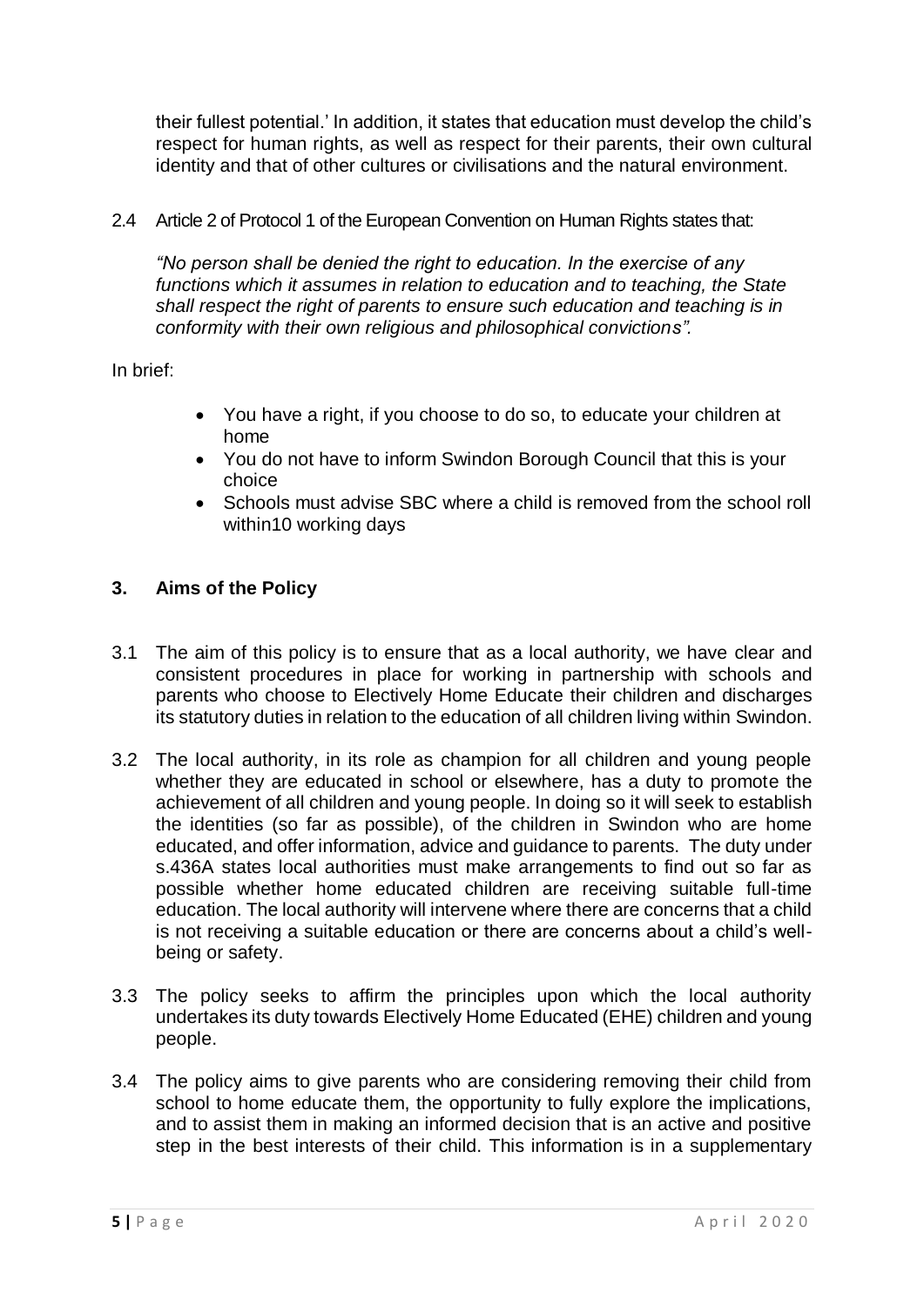their fullest potential.' In addition, it states that education must develop the child's respect for human rights, as well as respect for their parents, their own cultural identity and that of other cultures or civilisations and the natural environment.

2.4 Article 2 of Protocol 1 of the European Convention on Human Rights states that:

*"No person shall be denied the right to education. In the exercise of any functions which it assumes in relation to education and to teaching, the State shall respect the right of parents to ensure such education and teaching is in conformity with their own religious and philosophical convictions".*

In brief:

- You have a right, if you choose to do so, to educate your children at home
- You do not have to inform Swindon Borough Council that this is your choice
- Schools must advise SBC where a child is removed from the school roll within10 working days

## 3. Aims of the Policy

3.1 The aim of this policy is to ensure that as a local authority, we have clear and consistent procedures in place for working in partnership with schools and parents who choose to Electively Home Educate their children and discharges its statutory duties in relation to the education of all children living within Swindon.

3.2 The local authority, in its role as champion for all children and young people whether they are educated in school or elsewhere, has a duty to promote the achievement of all children and young people. In doing so it will seek to establish the identities (so far as possible), of the children in Swindon who are home educated, and offer information, advice and guidance to parents. The duty under s.436A states local authorities must make arrangements to find out so far as possible whether home educated children are receiving suitable full-time education. The local authority will intervene where there are concerns that a child is not receiving a suitable education or there are concerns about a child's well-being or safety.

3.3 The policy seeks to affirm the principles upon which the local authority undertakes its duty towards Electively Home Educated (EHE) children and young people.

3.4 The policy aims to give parents who are considering removing their child from school to home educate them, the opportunity to fully explore the implications, and to assist them in making an informed decision that is an active and positive step in the best interests of their child. This information is in a supplementary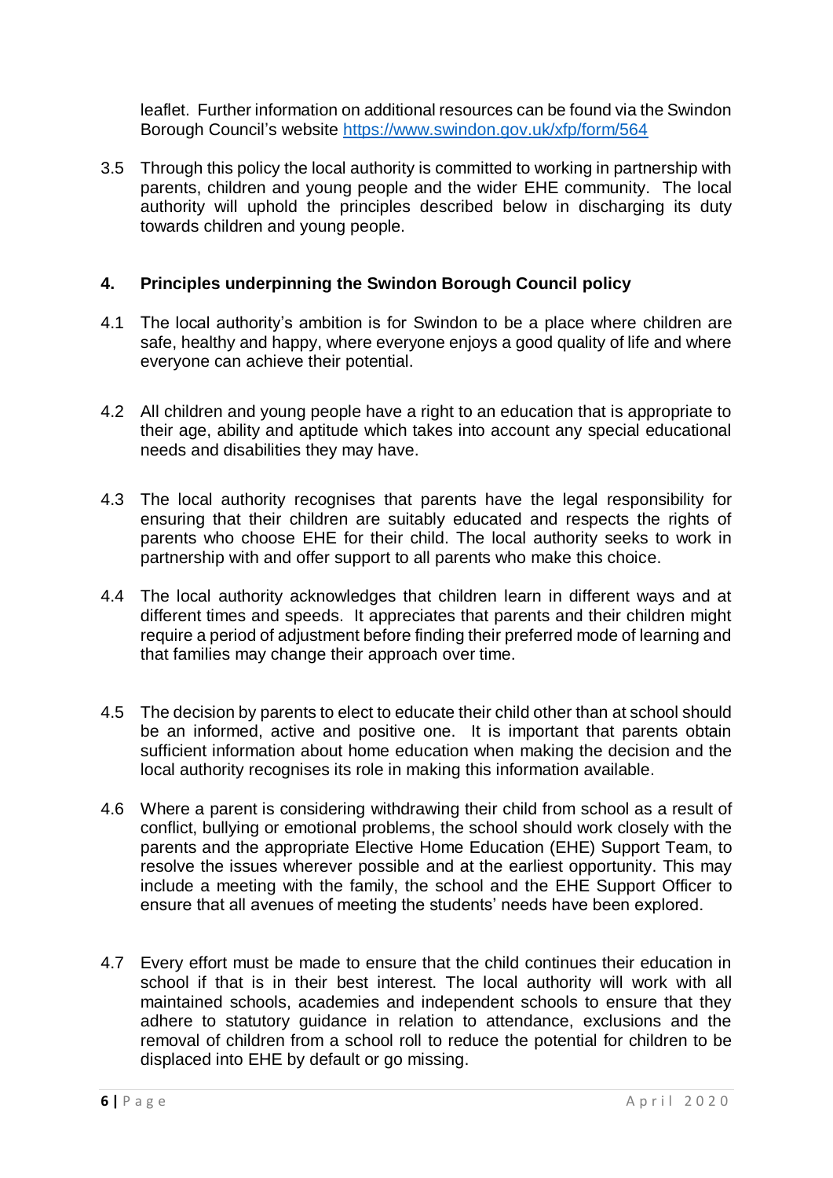leaflet. Further information on additional resources can be found via the Swindon Borough Council's website https://www.swindon.gov.uk/xfp/form/564

3.5 Through this policy the local authority is committed to working in partnership with parents, children and young people and the wider EHE community. The local authority will uphold the principles described below in discharging its duty towards children and young people.

## 4. Principles underpinning the Swindon Borough Council policy

4.1 The local authority's ambition is for Swindon to be a place where children are safe, healthy and happy, where everyone enjoys a good quality of life and where everyone can achieve their potential.

4.2 All children and young people have a right to an education that is appropriate to their age, ability and aptitude which takes into account any special educational needs and disabilities they may have.

4.3 The local authority recognises that parents have the legal responsibility for ensuring that their children are suitably educated and respects the rights of parents who choose EHE for their child. The local authority seeks to work in partnership with and offer support to all parents who make this choice.

4.4 The local authority acknowledges that children learn in different ways and at different times and speeds. It appreciates that parents and their children might require a period of adjustment before finding their preferred mode of learning and that families may change their approach over time.

4.5 The decision by parents to elect to educate their child other than at school should be an informed, active and positive one. It is important that parents obtain sufficient information about home education when making the decision and the local authority recognises its role in making this information available.

4.6 Where a parent is considering withdrawing their child from school as a result of conflict, bullying or emotional problems, the school should work closely with the parents and the appropriate Elective Home Education (EHE) Support Team, to resolve the issues wherever possible and at the earliest opportunity. This may include a meeting with the family, the school and the EHE Support Officer to ensure that all avenues of meeting the students' needs have been explored.

4.7 Every effort must be made to ensure that the child continues their education in school if that is in their best interest. The local authority will work with all maintained schools, academies and independent schools to ensure that they adhere to statutory guidance in relation to attendance, exclusions and the removal of children from a school roll to reduce the potential for children to be displaced into EHE by default or go missing.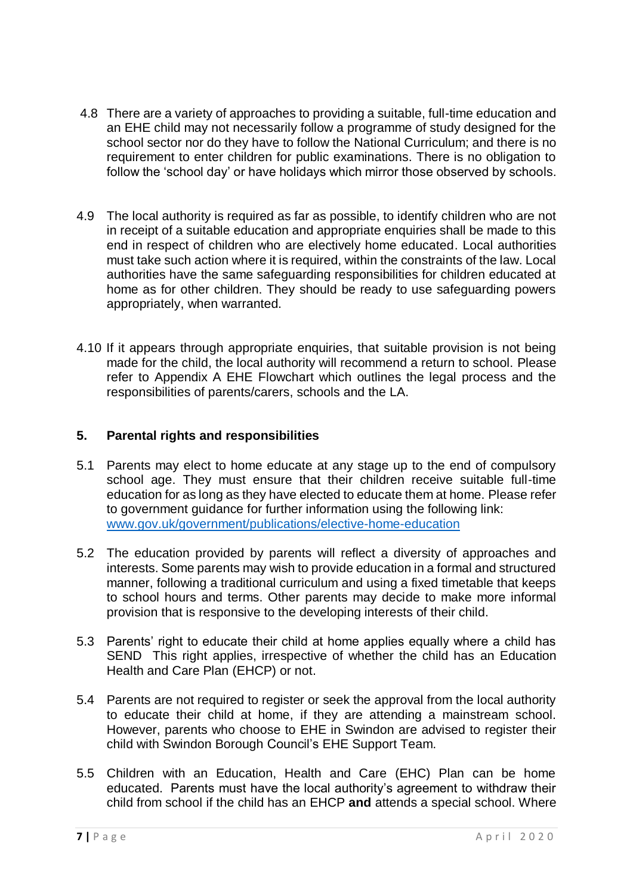4.8 There are a variety of approaches to providing a suitable, full-time education and an EHE child may not necessarily follow a programme of study designed for the school sector nor do they have to follow the National Curriculum; and there is no requirement to enter children for public examinations. There is no obligation to follow the 'school day' or have holidays which mirror those observed by schools.

4.9 The local authority is required as far as possible, to identify children who are not in receipt of a suitable education and appropriate enquiries shall be made to this end in respect of children who are electively home educated. Local authorities must take such action where it is required, within the constraints of the law. Local authorities have the same safeguarding responsibilities for children educated at home as for other children. They should be ready to use safeguarding powers appropriately, when warranted.

4.10 If it appears through appropriate enquiries, that suitable provision is not being made for the child, the local authority will recommend a return to school. Please refer to Appendix A EHE Flowchart which outlines the legal process and the responsibilities of parents/carers, schools and the LA.

## 5. Parental rights and responsibilities

5.1 Parents may elect to home educate at any stage up to the end of compulsory school age. They must ensure that their children receive suitable full-time education for as long as they have elected to educate them at home. Please refer to government guidance for further information using the following link: [www.gov.uk/government/publications/elective-home-education](www.gov.uk/government/publications/elective-home-education)

5.2 The education provided by parents will reflect a diversity of approaches and interests. Some parents may wish to provide education in a formal and structured manner, following a traditional curriculum and using a fixed timetable that keeps to school hours and terms. Other parents may decide to make more informal provision that is responsive to the developing interests of their child.

5.3 Parents' right to educate their child at home applies equally where a child has SEND This right applies, irrespective of whether the child has an Education Health and Care Plan (EHCP) or not.

5.4 Parents are not required to register or seek the approval from the local authority to educate their child at home, if they are attending a mainstream school. However, parents who choose to EHE in Swindon are advised to register their child with Swindon Borough Council's EHE Support Team.

5.5 Children with an Education, Health and Care (EHC) Plan can be home educated. Parents must have the local authority's agreement to withdraw their child from school if the child has an EHCP **and** attends a special school. Where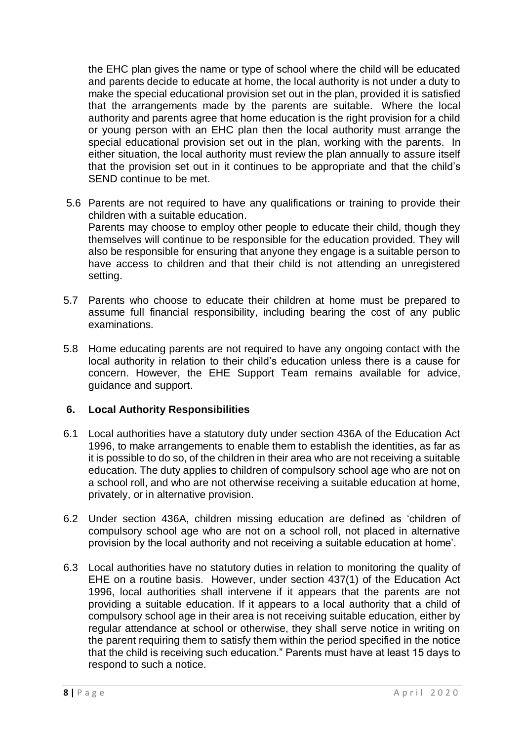the EHC plan gives the name or type of school where the child will be educated and parents decide to educate at home, the local authority is not under a duty to make the special educational provision set out in the plan, provided it is satisfied that the arrangements made by the parents are suitable. Where the local authority and parents agree that home education is the right provision for a child or young person with an EHC plan then the local authority must arrange the special educational provision set out in the plan, working with the parents. In either situation, the local authority must review the plan annually to assure itself that the provision set out in it continues to be appropriate and that the child's SEND continue to be met.

5.6 Parents are not required to have any qualifications or training to provide their children with a suitable education.
Parents may choose to employ other people to educate their child, though they themselves will continue to be responsible for the education provided. They will also be responsible for ensuring that anyone they engage is a suitable person to have access to children and that their child is not attending an unregistered setting.

5.7 Parents who choose to educate their children at home must be prepared to assume full financial responsibility, including bearing the cost of any public examinations.

5.8 Home educating parents are not required to have any ongoing contact with the local authority in relation to their child's education unless there is a cause for concern. However, the EHE Support Team remains available for advice, guidance and support.

## 6. Local Authority Responsibilities

6.1 Local authorities have a statutory duty under section 436A of the Education Act 1996, to make arrangements to enable them to establish the identities, as far as it is possible to do so, of the children in their area who are not receiving a suitable education. The duty applies to children of compulsory school age who are not on a school roll, and who are not otherwise receiving a suitable education at home, privately, or in alternative provision.

6.2 Under section 436A, children missing education are defined as 'children of compulsory school age who are not on a school roll, not placed in alternative provision by the local authority and not receiving a suitable education at home'.

6.3 Local authorities have no statutory duties in relation to monitoring the quality of EHE on a routine basis. However, under section 437(1) of the Education Act 1996, local authorities shall intervene if it appears that the parents are not providing a suitable education. If it appears to a local authority that a child of compulsory school age in their area is not receiving suitable education, either by regular attendance at school or otherwise, they shall serve notice in writing on the parent requiring them to satisfy them within the period specified in the notice that the child is receiving such education." Parents must have at least 15 days to respond to such a notice.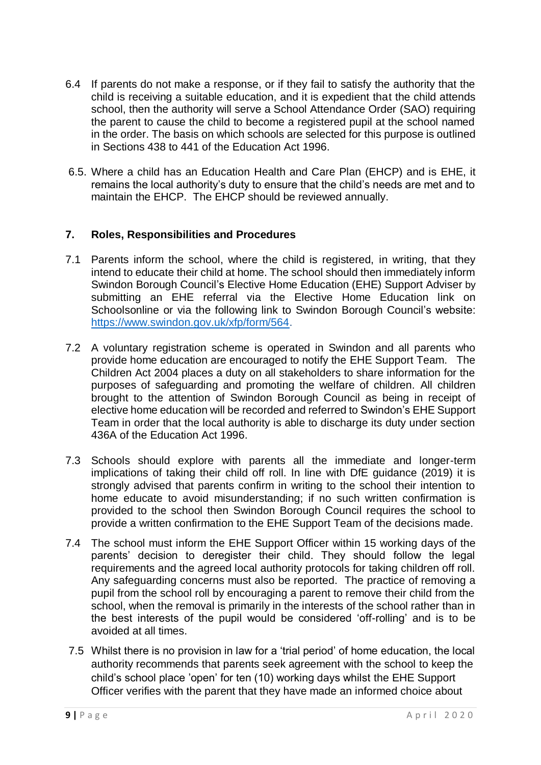6.4 If parents do not make a response, or if they fail to satisfy the authority that the child is receiving a suitable education, and it is expedient that the child attends school, then the authority will serve a School Attendance Order (SAO) requiring the parent to cause the child to become a registered pupil at the school named in the order. The basis on which schools are selected for this purpose is outlined in Sections 438 to 441 of the Education Act 1996.

6.5. Where a child has an Education Health and Care Plan (EHCP) and is EHE, it remains the local authority's duty to ensure that the child's needs are met and to maintain the EHCP. The EHCP should be reviewed annually.

## 7. Roles, Responsibilities and Procedures

7.1 Parents inform the school, where the child is registered, in writing, that they intend to educate their child at home. The school should then immediately inform Swindon Borough Council's Elective Home Education (EHE) Support Adviser by submitting an EHE referral via the Elective Home Education link on Schoolsonline or via the following link to Swindon Borough Council's website: https://www.swindon.gov.uk/xfp/form/564.

7.2 A voluntary registration scheme is operated in Swindon and all parents who provide home education are encouraged to notify the EHE Support Team. The Children Act 2004 places a duty on all stakeholders to share information for the purposes of safeguarding and promoting the welfare of children. All children brought to the attention of Swindon Borough Council as being in receipt of elective home education will be recorded and referred to Swindon's EHE Support Team in order that the local authority is able to discharge its duty under section 436A of the Education Act 1996.

7.3 Schools should explore with parents all the immediate and longer-term implications of taking their child off roll. In line with DfE guidance (2019) it is strongly advised that parents confirm in writing to the school their intention to home educate to avoid misunderstanding; if no such written confirmation is provided to the school then Swindon Borough Council requires the school to provide a written confirmation to the EHE Support Team of the decisions made.

7.4 The school must inform the EHE Support Officer within 15 working days of the parents' decision to deregister their child. They should follow the legal requirements and the agreed local authority protocols for taking children off roll. Any safeguarding concerns must also be reported. The practice of removing a pupil from the school roll by encouraging a parent to remove their child from the school, when the removal is primarily in the interests of the school rather than in the best interests of the pupil would be considered 'off-rolling' and is to be avoided at all times.

7.5 Whilst there is no provision in law for a 'trial period' of home education, the local authority recommends that parents seek agreement with the school to keep the child's school place 'open' for ten (10) working days whilst the EHE Support Officer verifies with the parent that they have made an informed choice about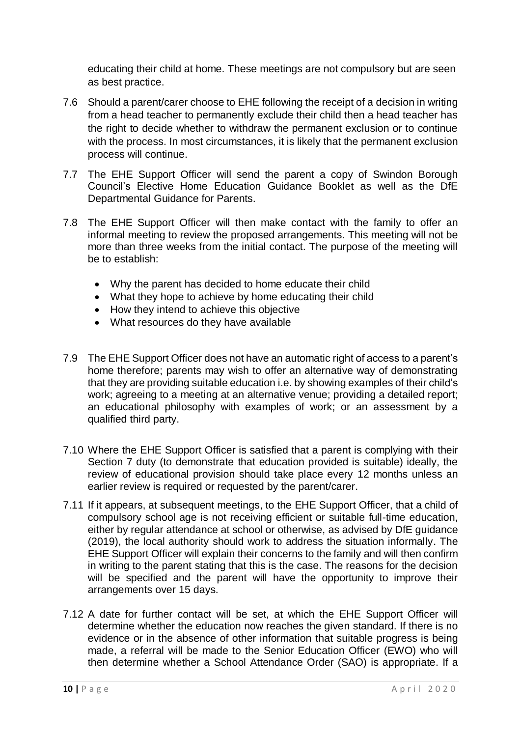educating their child at home. These meetings are not compulsory but are seen as best practice.

7.6 Should a parent/carer choose to EHE following the receipt of a decision in writing from a head teacher to permanently exclude their child then a head teacher has the right to decide whether to withdraw the permanent exclusion or to continue with the process. In most circumstances, it is likely that the permanent exclusion process will continue.

7.7 The EHE Support Officer will send the parent a copy of Swindon Borough Council's Elective Home Education Guidance Booklet as well as the DfE Departmental Guidance for Parents.

7.8 The EHE Support Officer will then make contact with the family to offer an informal meeting to review the proposed arrangements. This meeting will not be more than three weeks from the initial contact. The purpose of the meeting will be to establish:

- Why the parent has decided to home educate their child
- What they hope to achieve by home educating their child
- How they intend to achieve this objective
- What resources do they have available

7.9 The EHE Support Officer does not have an automatic right of access to a parent's home therefore; parents may wish to offer an alternative way of demonstrating that they are providing suitable education i.e. by showing examples of their child's work; agreeing to a meeting at an alternative venue; providing a detailed report; an educational philosophy with examples of work; or an assessment by a qualified third party.

7.10 Where the EHE Support Officer is satisfied that a parent is complying with their Section 7 duty (to demonstrate that education provided is suitable) ideally, the review of educational provision should take place every 12 months unless an earlier review is required or requested by the parent/carer.

7.11 If it appears, at subsequent meetings, to the EHE Support Officer, that a child of compulsory school age is not receiving efficient or suitable full-time education, either by regular attendance at school or otherwise, as advised by DfE guidance (2019), the local authority should work to address the situation informally. The EHE Support Officer will explain their concerns to the family and will then confirm in writing to the parent stating that this is the case. The reasons for the decision will be specified and the parent will have the opportunity to improve their arrangements over 15 days.

7.12 A date for further contact will be set, at which the EHE Support Officer will determine whether the education now reaches the given standard. If there is no evidence or in the absence of other information that suitable progress is being made, a referral will be made to the Senior Education Officer (EWO) who will then determine whether a School Attendance Order (SAO) is appropriate. If a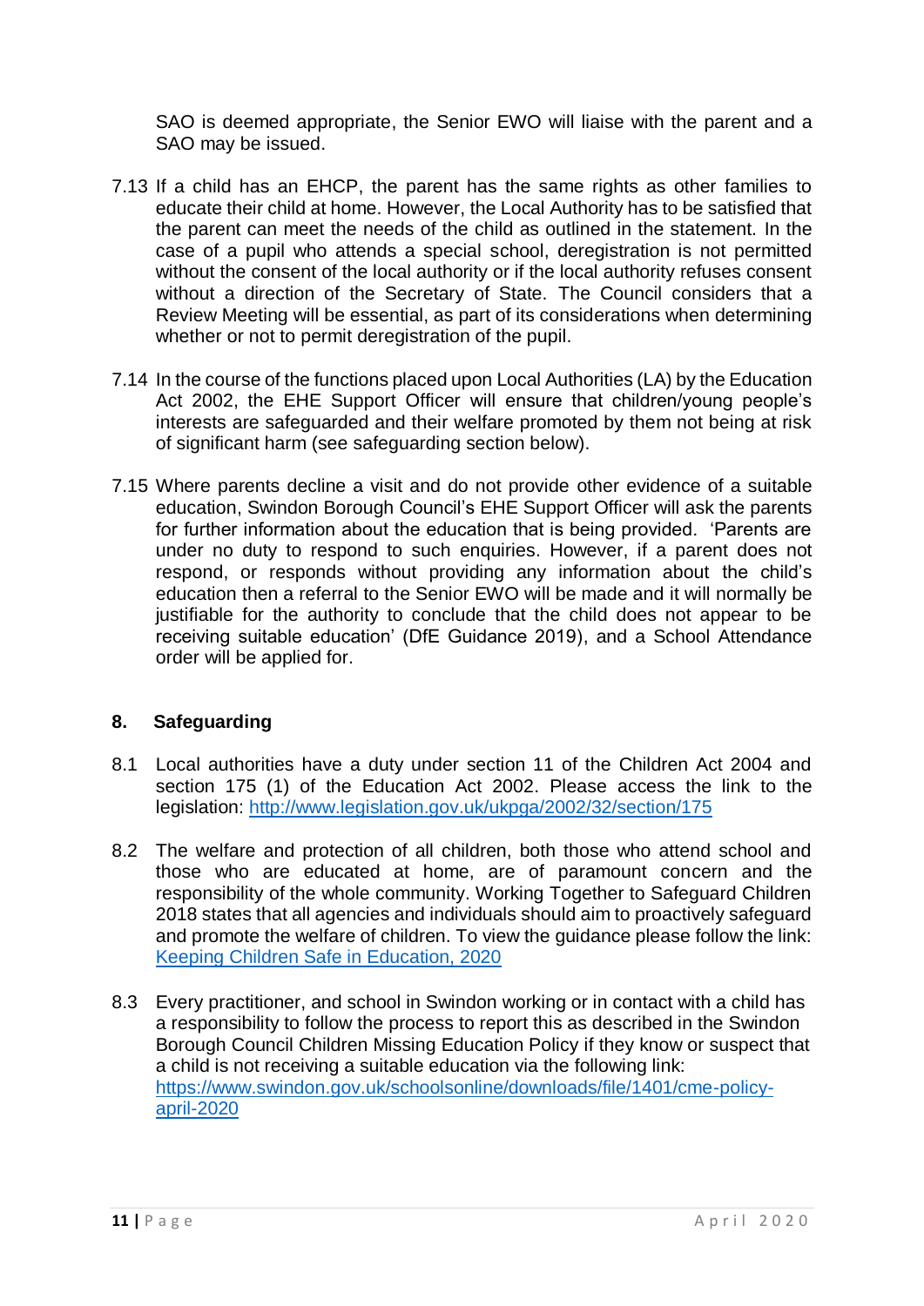SAO is deemed appropriate, the Senior EWO will liaise with the parent and a SAO may be issued.

7.13 If a child has an EHCP, the parent has the same rights as other families to educate their child at home. However, the Local Authority has to be satisfied that the parent can meet the needs of the child as outlined in the statement. In the case of a pupil who attends a special school, deregistration is not permitted without the consent of the local authority or if the local authority refuses consent without a direction of the Secretary of State. The Council considers that a Review Meeting will be essential, as part of its considerations when determining whether or not to permit deregistration of the pupil.

7.14 In the course of the functions placed upon Local Authorities (LA) by the Education Act 2002, the EHE Support Officer will ensure that children/young people's interests are safeguarded and their welfare promoted by them not being at risk of significant harm (see safeguarding section below).

7.15 Where parents decline a visit and do not provide other evidence of a suitable education, Swindon Borough Council's EHE Support Officer will ask the parents for further information about the education that is being provided. 'Parents are under no duty to respond to such enquiries. However, if a parent does not respond, or responds without providing any information about the child's education then a referral to the Senior EWO will be made and it will normally be justifiable for the authority to conclude that the child does not appear to be receiving suitable education' (DfE Guidance 2019), and a School Attendance order will be applied for.

## 8. Safeguarding

8.1 Local authorities have a duty under section 11 of the Children Act 2004 and section 175 (1) of the Education Act 2002. Please access the link to the legislation: [http://www.legislation.gov.uk/ukpga/2002/32/section/175](http://www.legislation.gov.uk/ukpga/2002/32/section/175)

8.2 The welfare and protection of all children, both those who attend school and those who are educated at home, are of paramount concern and the responsibility of the whole community. Working Together to Safeguard Children 2018 states that all agencies and individuals should aim to proactively safeguard and promote the welfare of children. To view the guidance please follow the link: Keeping Children Safe in Education, 2020

8.3 Every practitioner, and school in Swindon working or in contact with a child has a responsibility to follow the process to report this as described in the Swindon Borough Council Children Missing Education Policy if they know or suspect that a child is not receiving a suitable education via the following link: [https://www.swindon.gov.uk/schoolsonline/downloads/file/1401/cme-policy-april-2020](https://www.swindon.gov.uk/schoolsonline/downloads/file/1401/cme-policy-april-2020)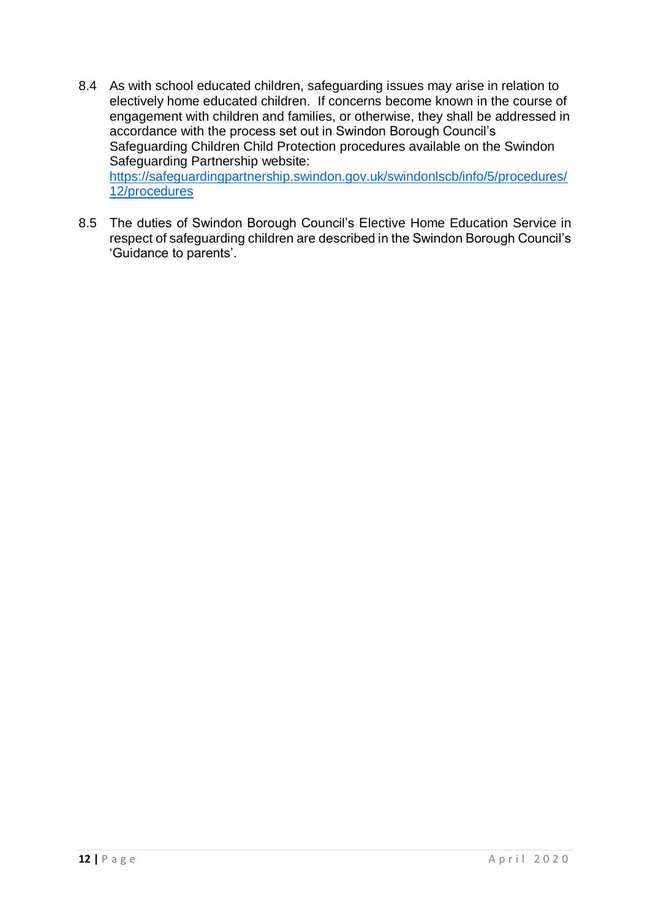8.4 As with school educated children, safeguarding issues may arise in relation to electively home educated children. If concerns become known in the course of engagement with children and families, or otherwise, they shall be addressed in accordance with the process set out in Swindon Borough Council's Safeguarding Children Child Protection procedures available on the Swindon Safeguarding Partnership website: [https://safeguardingpartnership.swindon.gov.uk/swindonlscb/info/5/procedures/12/procedures](https://safeguardingpartnership.swindon.gov.uk/swindonlscb/info/5/procedures/12/procedures)

8.5 The duties of Swindon Borough Council's Elective Home Education Service in respect of safeguarding children are described in the Swindon Borough Council's 'Guidance to parents'.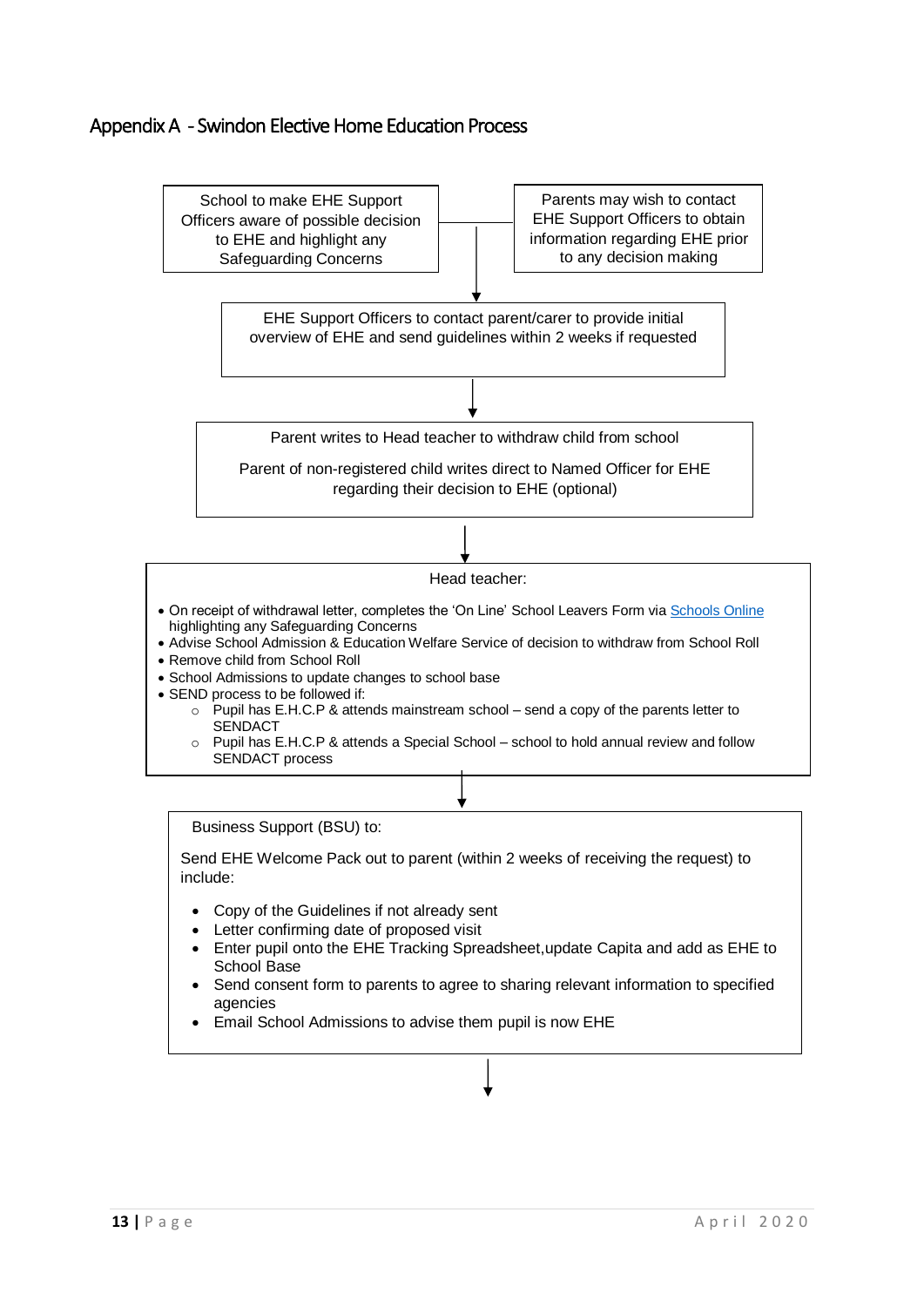## Appendix A - Swindon Elective Home Education Process

School to make EHE Support Officers aware of possible decision to EHE and highlight any Safeguarding Concerns

Parents may wish to contact EHE Support Officers to obtain information regarding EHE prior to any decision making

↓

EHE Support Officers to contact parent/carer to provide initial overview of EHE and send guidelines within 2 weeks if requested

↓

Parent writes to Head teacher to withdraw child from school

Parent of non-registered child writes direct to Named Officer for EHE regarding their decision to EHE (optional)

↓

Head teacher:

- On receipt of withdrawal letter, completes the 'On Line' School Leavers Form via [Schools Online](#) highlighting any Safeguarding Concerns
- Advise School Admission & Education Welfare Service of decision to withdraw from School Roll
- Remove child from School Roll
- School Admissions to update changes to school base
- SEND process to be followed if:
  - Pupil has E.H.C.P & attends mainstream school – send a copy of the parents letter to SENDACT
  - Pupil has E.H.C.P & attends a Special School – school to hold annual review and follow SENDACT process

↓

Business Support (BSU) to:

Send EHE Welcome Pack out to parent (within 2 weeks of receiving the request) to include:

- Copy of the Guidelines if not already sent
- Letter confirming date of proposed visit
- Enter pupil onto the EHE Tracking Spreadsheet,update Capita and add as EHE to School Base
- Send consent form to parents to agree to sharing relevant information to specified agencies
- Email School Admissions to advise them pupil is now EHE

↓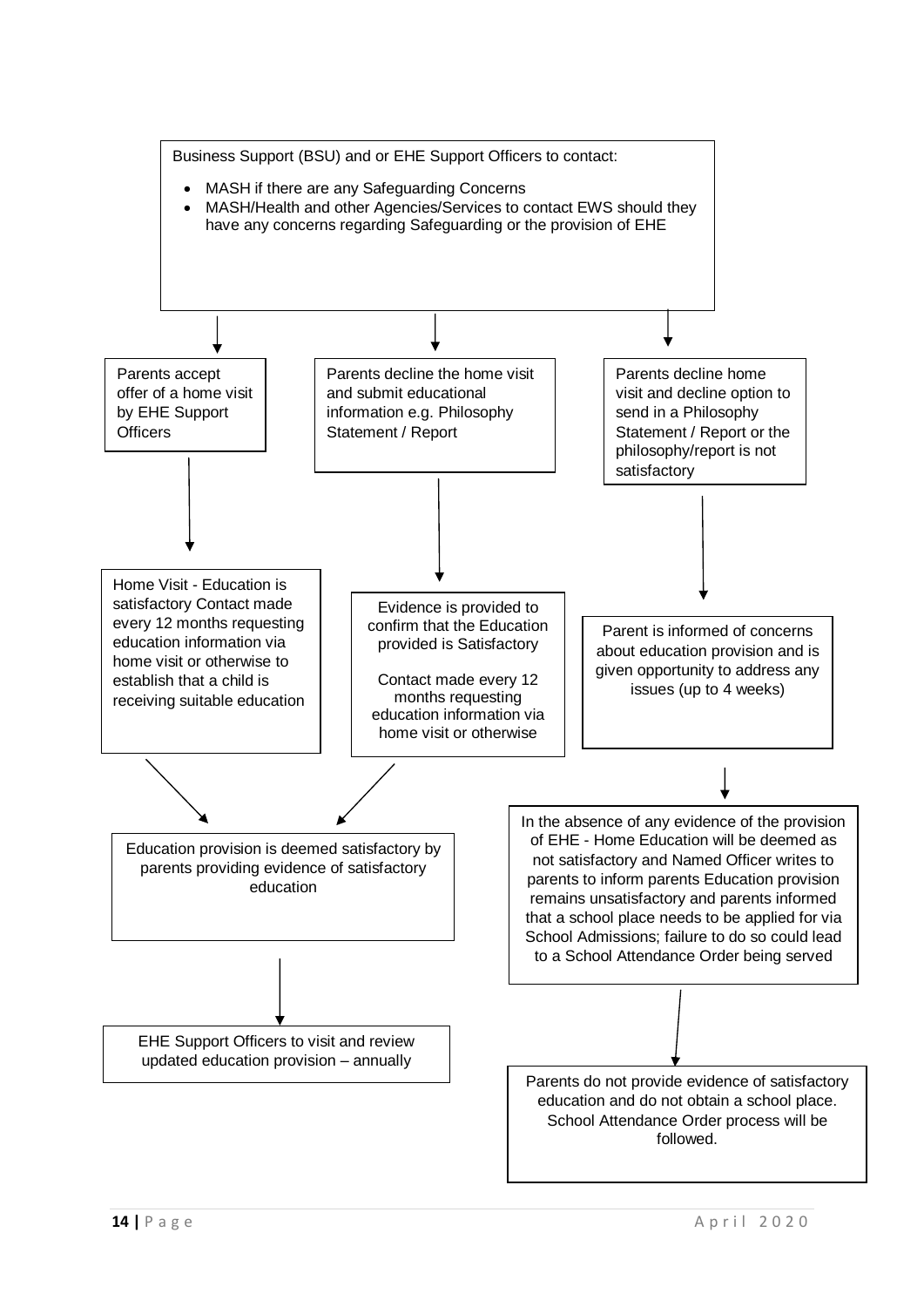Business Support (BSU) and or EHE Support Officers to contact:

- MASH if there are any Safeguarding Concerns
- MASH/Health and other Agencies/Services to contact EWS should they have any concerns regarding Safeguarding or the provision of EHE

Parents accept offer of a home visit by EHE Support Officers

Home Visit - Education is satisfactory Contact made every 12 months requesting education information via home visit or otherwise to establish that a child is receiving suitable education

Parents decline the home visit and submit educational information e.g. Philosophy Statement / Report

Evidence is provided to confirm that the Education provided is Satisfactory

Contact made every 12 months requesting education information via home visit or otherwise

Education provision is deemed satisfactory by parents providing evidence of satisfactory education

EHE Support Officers to visit and review updated education provision – annually

Parents decline home visit and decline option to send in a Philosophy Statement / Report or the philosophy/report is not satisfactory

Parent is informed of concerns about education provision and is given opportunity to address any issues (up to 4 weeks)

In the absence of any evidence of the provision of EHE - Home Education will be deemed as not satisfactory and Named Officer writes to parents to inform parents Education provision remains unsatisfactory and parents informed that a school place needs to be applied for via School Admissions; failure to do so could lead to a School Attendance Order being served

Parents do not provide evidence of satisfactory education and do not obtain a school place. School Attendance Order process will be followed.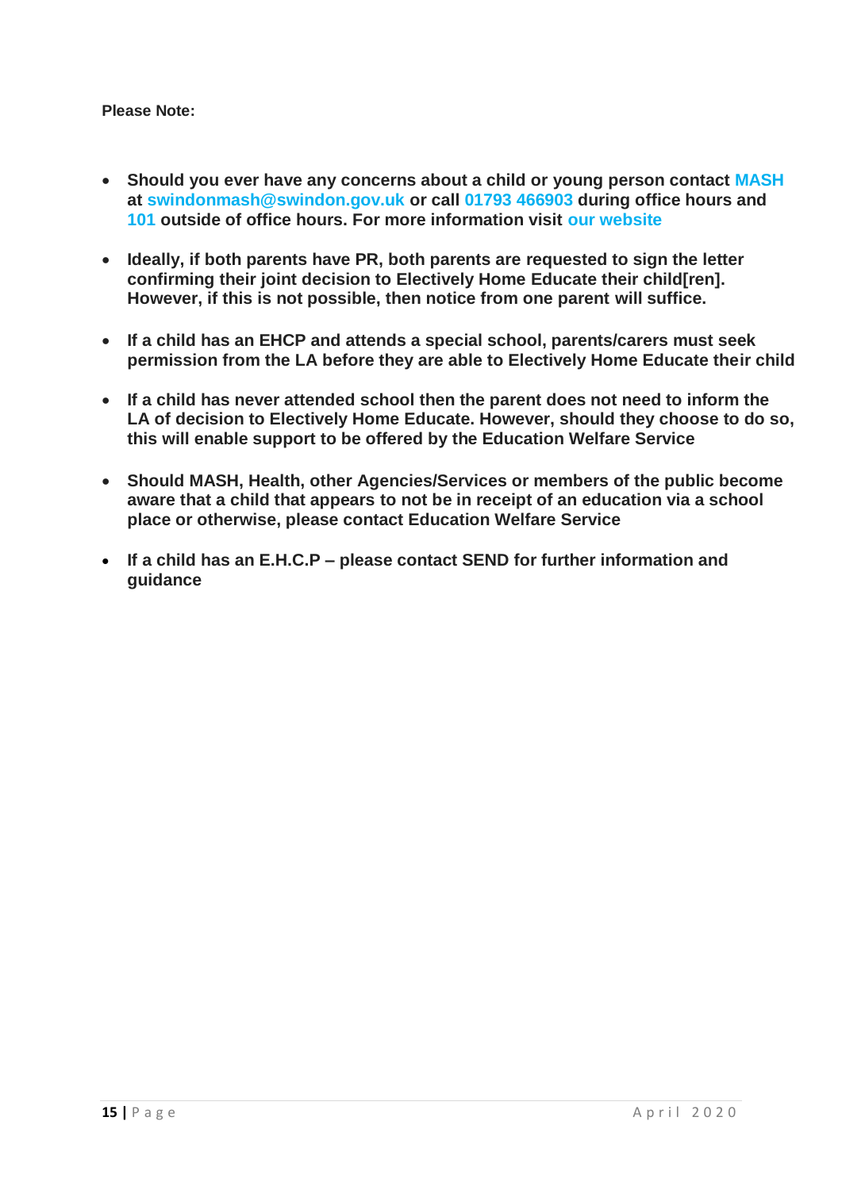**Please Note:**

- **Should you ever have any concerns about a child or young person contact MASH at swindonmash@swindon.gov.uk or call 01793 466903 during office hours and 101 outside of office hours. For more information visit our website**
- **Ideally, if both parents have PR, both parents are requested to sign the letter confirming their joint decision to Electively Home Educate their child[ren]. However, if this is not possible, then notice from one parent will suffice.**
- **If a child has an EHCP and attends a special school, parents/carers must seek permission from the LA before they are able to Electively Home Educate their child**
- **If a child has never attended school then the parent does not need to inform the LA of decision to Electively Home Educate. However, should they choose to do so, this will enable support to be offered by the Education Welfare Service**
- **Should MASH, Health, other Agencies/Services or members of the public become aware that a child that appears to not be in receipt of an education via a school place or otherwise, please contact Education Welfare Service**
- **If a child has an E.H.C.P – please contact SEND for further information and guidance**